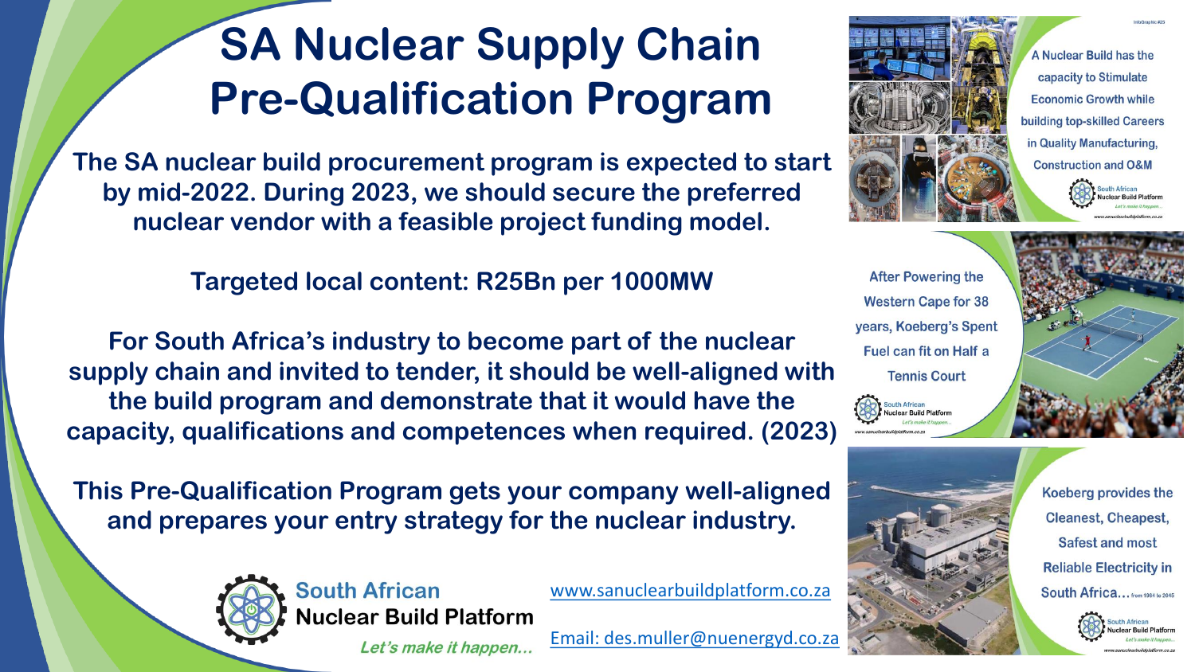# SA Nuclear Supply Chain Pre-Qualification Program

**The SA nuclear build procurement program is expected to start by mid-2022. During 2023, we should secure the preferred nuclear vendor with a feasible project funding model.**

**Targeted local content: R25Bn per 1000MW**

**For South Africa's industry to become part of the nuclear supply chain and invited to tender, it should be well-aligned with the build program and demonstrate that it would have the capacity, qualifications and competences when required. (2023)**

**This Pre-Qualification Program gets your company well-aligned and prepares your entry strategy for the nuclear industry.**

South African Nuclear Build Platform

*Let's make it happen...*

www.sanuclearbuildplatform.co.za

Email: des.muller@nuenergyd.co.za

A Nuclear Build has the capacity to Stimulate Economic Growth while building top-skilled Careers in Quality Manufacturing, Construction and O&M

After Powering the Western Cape for 38 years, Koeberg's Spent Fuel can fit on Half a Tennis Court

Koeberg provides the Cleanest, Cheapest, Safest and most Reliable Electricity in South Africa... from 1984 to 2045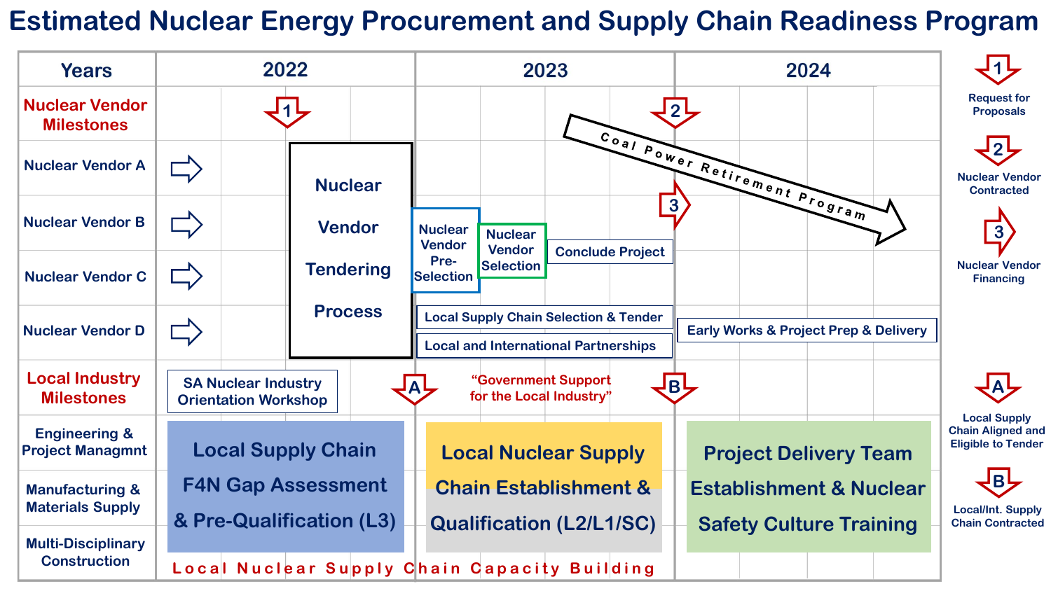# Estimated Nuclear Energy Procurement and Supply Chain Readiness Program

| Years | 2022 | 2023 | 2024 |
|---|---|---|---|
| **Nuclear Vendor Milestones** | ① | ② | |
| Nuclear Vendor A | ⇨ Nuclear Vendor Tendering Process | Coal Power Retirement Program | Coal Power Retirement Program |
| Nuclear Vendor B | ⇨ Nuclear Vendor Tendering Process | Nuclear Vendor Pre-Selection; Nuclear Vendor Selection; Conclude Project; ③ | |
| Nuclear Vendor C | ⇨ Nuclear Vendor Tendering Process | | |
| Nuclear Vendor D | ⇨ Nuclear Vendor Tendering Process | Local Supply Chain Selection & Tender; Local and International Partnerships | Early Works & Project Prep & Delivery |
| **Local Industry Milestones** | SA Nuclear Industry Orientation Workshop; Ⓐ | "Government Support for the Local Industry"; Ⓑ | |
| Engineering & Project Managmnt | Local Supply Chain F4N Gap Assessment & Pre-Qualification (L3) | Local Nuclear Supply Chain Establishment & Qualification (L2/L1/SC) | Project Delivery Team Establishment & Nuclear Safety Culture Training |
| Manufacturing & Materials Supply | | | |
| Multi-Disciplinary Construction | Local Nuclear Supply Chain Capacity Building | Local Nuclear Supply Chain Capacity Building | |

**Legend:**

- ① Request for Proposals
- ② Nuclear Vendor Contracted
- ③ Nuclear Vendor Financing
- Ⓐ Local Supply Chain Aligned and Eligible to Tender
- Ⓑ Local/Int. Supply Chain Contracted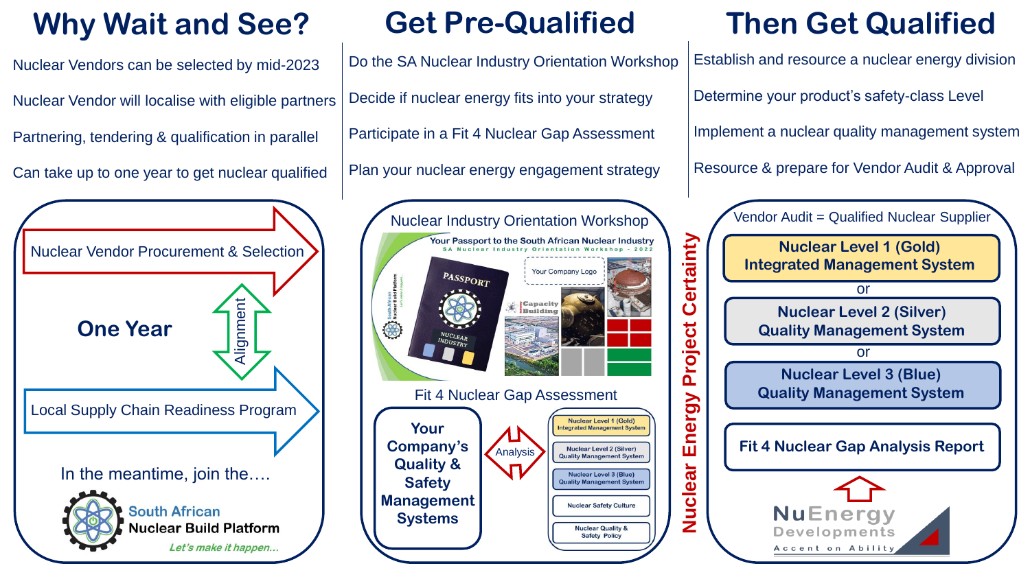# Why Wait and See?

- Nuclear Vendors can be selected by mid-2023
- Nuclear Vendor will localise with eligible partners
- Partnering, tendering & qualification in parallel
- Can take up to one year to get nuclear qualified

Nuclear Vendor Procurement & Selection

**One Year**

Alignment

Local Supply Chain Readiness Program

In the meantime, join the….

South African Nuclear Build Platform

*Let's make it happen...*

# Get Pre-Qualified

- Do the SA Nuclear Industry Orientation Workshop
- Decide if nuclear energy fits into your strategy
- Participate in a Fit 4 Nuclear Gap Assessment
- Plan your nuclear energy engagement strategy

Nuclear Industry Orientation Workshop

Your Passport to the South African Nuclear Industry
SA Nuclear Industry Orientation Workshop - 2022

PASSPORT

NUCLEAR INDUSTRY

Your Company Logo

Capacity Building

Fit 4 Nuclear Gap Assessment

**Your Company's Quality & Safety Management Systems**

Analysis

- Nuclear Level 1 (Gold) Integrated Management System
- Nuclear Level 2 (Silver) Quality Management System
- Nuclear Level 3 (Blue) Quality Management System
- Nuclear Safety Culture
- Nuclear Quality & Safety Policy

**Nuclear Energy Project Certainty**

# Then Get Qualified

- Establish and resource a nuclear energy division
- Determine your product's safety-class Level
- Implement a nuclear quality management system
- Resource & prepare for Vendor Audit & Approval

Vendor Audit = Qualified Nuclear Supplier

**Nuclear Level 1 (Gold) Integrated Management System**

or

**Nuclear Level 2 (Silver) Quality Management System**

or

**Nuclear Level 3 (Blue) Quality Management System**

**Fit 4 Nuclear Gap Analysis Report**

NuEnergy Developments

Accent on Ability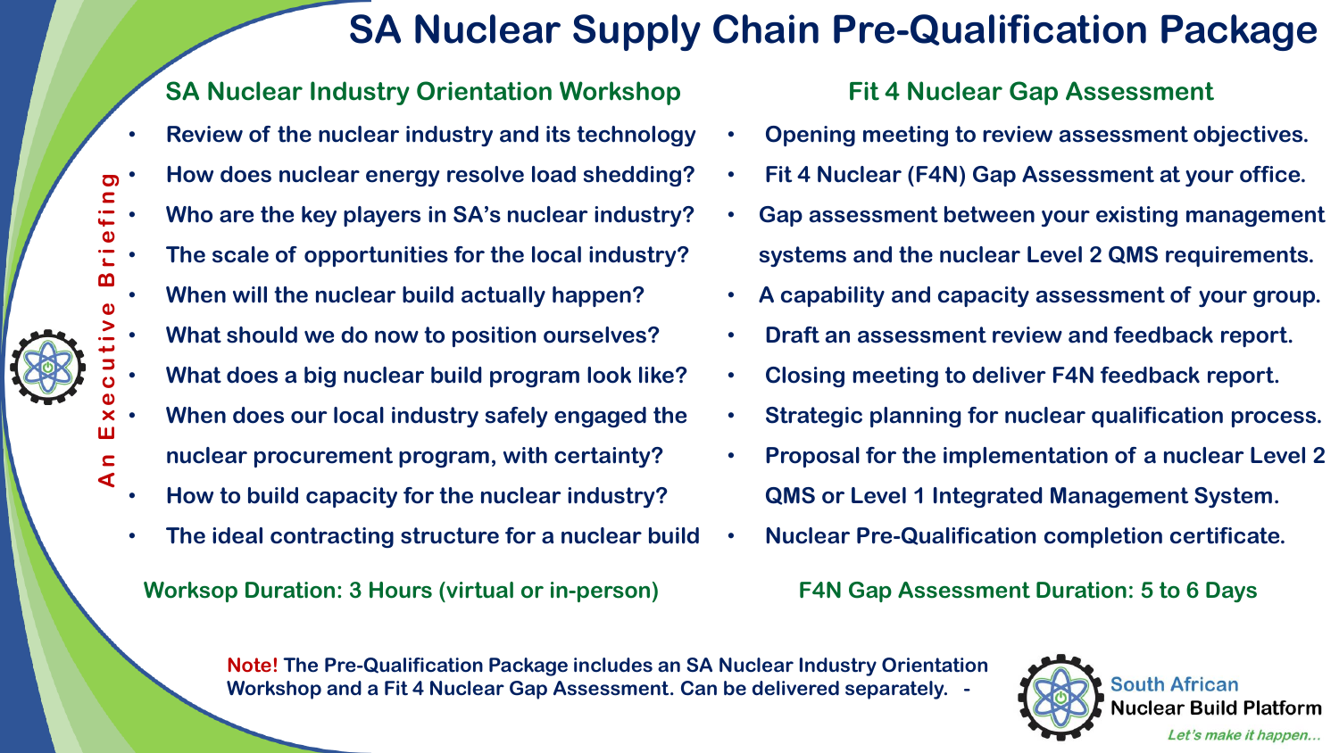# SA Nuclear Supply Chain Pre-Qualification Package

*An Executive Briefing*

## SA Nuclear Industry Orientation Workshop

- Review of the nuclear industry and its technology
- How does nuclear energy resolve load shedding?
- Who are the key players in SA's nuclear industry?
- The scale of opportunities for the local industry?
- When will the nuclear build actually happen?
- What should we do now to position ourselves?
- What does a big nuclear build program look like?
- When does our local industry safely engaged the nuclear procurement program, with certainty?
- How to build capacity for the nuclear industry?
- The ideal contracting structure for a nuclear build

**Worksop Duration: 3 Hours (virtual or in-person)**

## Fit 4 Nuclear Gap Assessment

- Opening meeting to review assessment objectives.
- Fit 4 Nuclear (F4N) Gap Assessment at your office.
- Gap assessment between your existing management systems and the nuclear Level 2 QMS requirements.
- A capability and capacity assessment of your group.
- Draft an assessment review and feedback report.
- Closing meeting to deliver F4N feedback report.
- Strategic planning for nuclear qualification process.
- Proposal for the implementation of a nuclear Level 2 QMS or Level 1 Integrated Management System.
- Nuclear Pre-Qualification completion certificate.

**F4N Gap Assessment Duration: 5 to 6 Days**

**Note!** The Pre-Qualification Package includes an SA Nuclear Industry Orientation Workshop and a Fit 4 Nuclear Gap Assessment. Can be delivered separately. -

South African Nuclear Build Platform

*Let's make it happen...*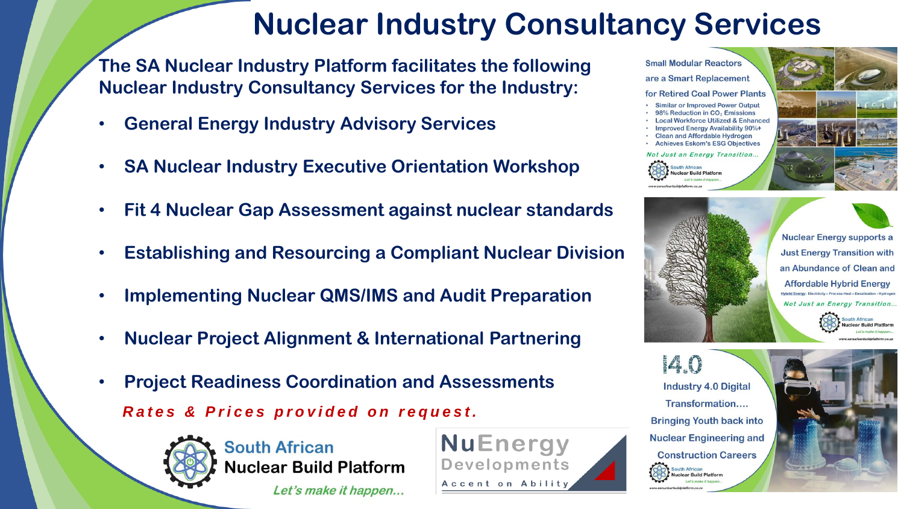# Nuclear Industry Consultancy Services

**The SA Nuclear Industry Platform facilitates the following Nuclear Industry Consultancy Services for the Industry:**

- **General Energy Industry Advisory Services**
- **SA Nuclear Industry Executive Orientation Workshop**
- **Fit 4 Nuclear Gap Assessment against nuclear standards**
- **Establishing and Resourcing a Compliant Nuclear Division**
- **Implementing Nuclear QMS/IMS and Audit Preparation**
- **Nuclear Project Alignment & International Partnering**
- **Project Readiness Coordination and Assessments**

***Rates & Prices provided on request.***

South African Nuclear Build Platform

*Let's make it happen...*

NuEnergy Developments

Accent on Ability

Small Modular Reactors are a Smart Replacement for Retired Coal Power Plants

- Similar or Improved Power Output
- 98% Reduction in $CO_2$ Emissions
- Local Workforce Utilized & Enhanced
- Improved Energy Availability 90%+
- Clean and Affordable Hydrogen
- Achieves Eskom's ESG Objectives

*Not Just an Energy Transition...*

South African Nuclear Build Platform

*Let's make it happen...*

www.sanuclearbuildplatform.co.za

Nuclear Energy supports a Just Energy Transition with an Abundance of Clean and Affordable Hybrid Energy

Hybrid Energy: Electricity – Process Heat – Desalination – Hydrogen

*Not Just an Energy Transition...*

South African Nuclear Build Platform

*Let's make it happen...*

www.sanuclearbuildplatform.co.za

INDUSTRY 4.0

Industry 4.0 Digital Transformation.... Bringing Youth back into Nuclear Engineering and Construction Careers

South African Nuclear Build Platform

*Let's make it happen...*

www.sanuclearbuildplatform.co.za